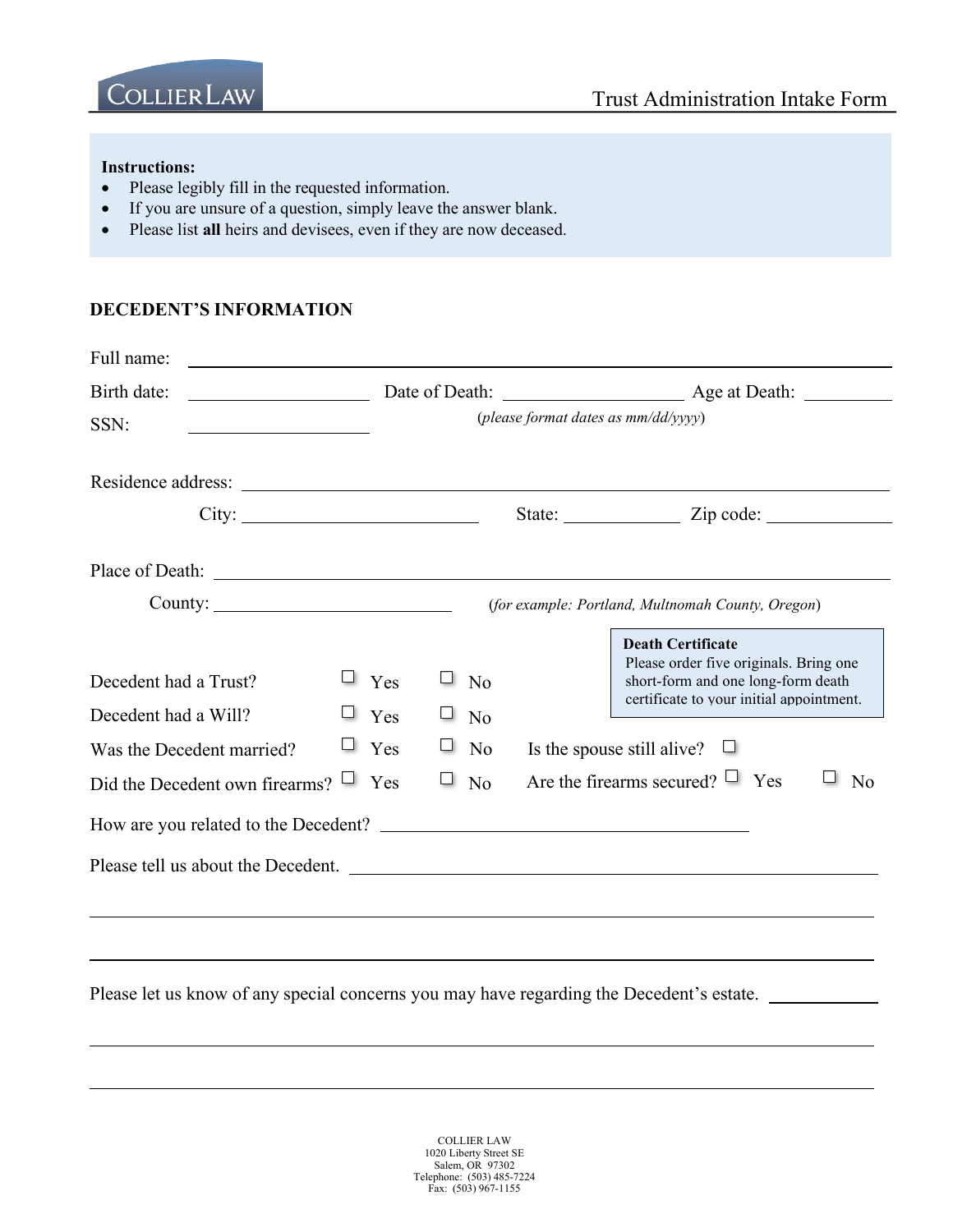COLLIER LAW

# Trust Administration Intake Form

**Instructions:**

- Please legibly fill in the requested information.
- If you are unsure of a question, simply leave the answer blank.
- Please list **all** heirs and devisees, even if they are now deceased.

## DECEDENT'S INFORMATION

Full name: ______________________________________________

Birth date: ____________ Date of Death: ____________ Age at Death: ________

SSN: ____________ (*please format dates as mm/dd/yyyy*)

Residence address: ______________________________________________

City: ____________ State: ____________ Zip code: ____________

Place of Death: ______________________________________________

County: ____________ (*for example: Portland, Multnomah County, Oregon*)

**Death Certificate**
Please order five originals. Bring one short-form and one long-form death certificate to your initial appointment.

Decedent had a Trust? ☐ Yes ☐ No

Decedent had a Will? ☐ Yes ☐ No

Was the Decedent married? ☐ Yes ☐ No Is the spouse still alive? ☐

Did the Decedent own firearms? ☐ Yes ☐ No Are the firearms secured? ☐ Yes ☐ No

How are you related to the Decedent? ______________________________

Please tell us about the Decedent. ______________________________

______________________________________________

______________________________________________

Please let us know of any special concerns you may have regarding the Decedent's estate. ________

______________________________________________

______________________________________________

COLLIER LAW
1020 Liberty Street SE
Salem, OR 97302
Telephone: (503) 485-7224
Fax: (503) 967-1155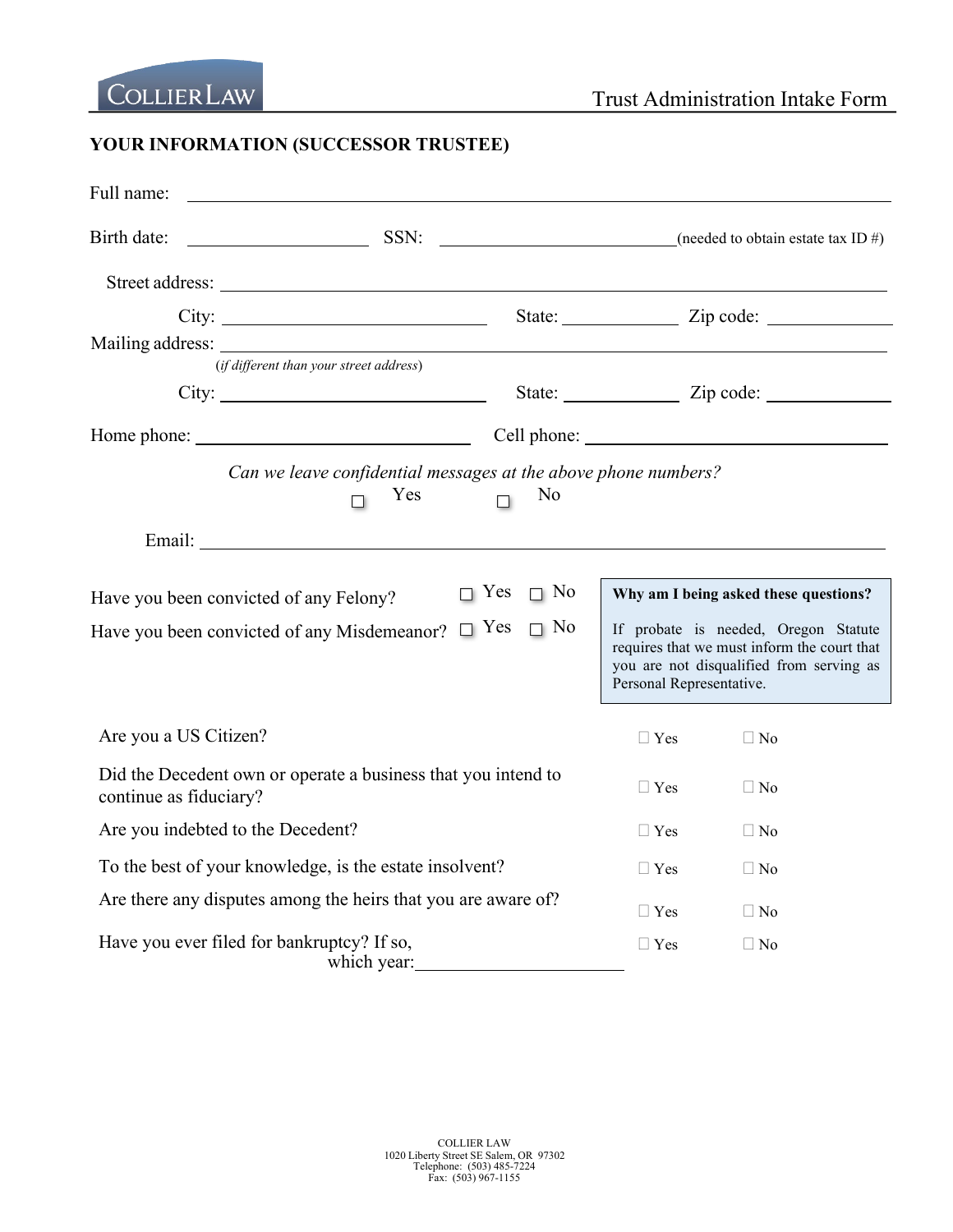COLLIER LAW

Trust Administration Intake Form

## YOUR INFORMATION (SUCCESSOR TRUSTEE)

Full name: ______________________________________________

Birth date: ____________________ SSN: ________________________ (needed to obtain estate tax ID #)

Street address: ______________________________________________

City: ____________________________ State: ____________ Zip code: ____________

Mailing address: ______________________________________________
(*if different than your street address*)

City: ____________________________ State: ____________ Zip code: ____________

Home phone: ____________________________ Cell phone: ____________________________

*Can we leave confidential messages at the above phone numbers?*

☐ Yes ☐ No

Email: ______________________________________________

Have you been convicted of any Felony? ☐ Yes ☐ No

Have you been convicted of any Misdemeanor? ☐ Yes ☐ No

**Why am I being asked these questions?**

If probate is needed, Oregon Statute requires that we must inform the court that you are not disqualified from serving as Personal Representative.

| | | |
|---|---|---|
| Are you a US Citizen? | ☐ Yes | ☐ No |
| Did the Decedent own or operate a business that you intend to continue as fiduciary? | ☐ Yes | ☐ No |
| Are you indebted to the Decedent? | ☐ Yes | ☐ No |
| To the best of your knowledge, is the estate insolvent? | ☐ Yes | ☐ No |
| Are there any disputes among the heirs that you are aware of? | ☐ Yes | ☐ No |
| Have you ever filed for bankruptcy? If so, which year: ____________________ | ☐ Yes | ☐ No |

COLLIER LAW
1020 Liberty Street SE Salem, OR 97302
Telephone: (503) 485-7224
Fax: (503) 967-1155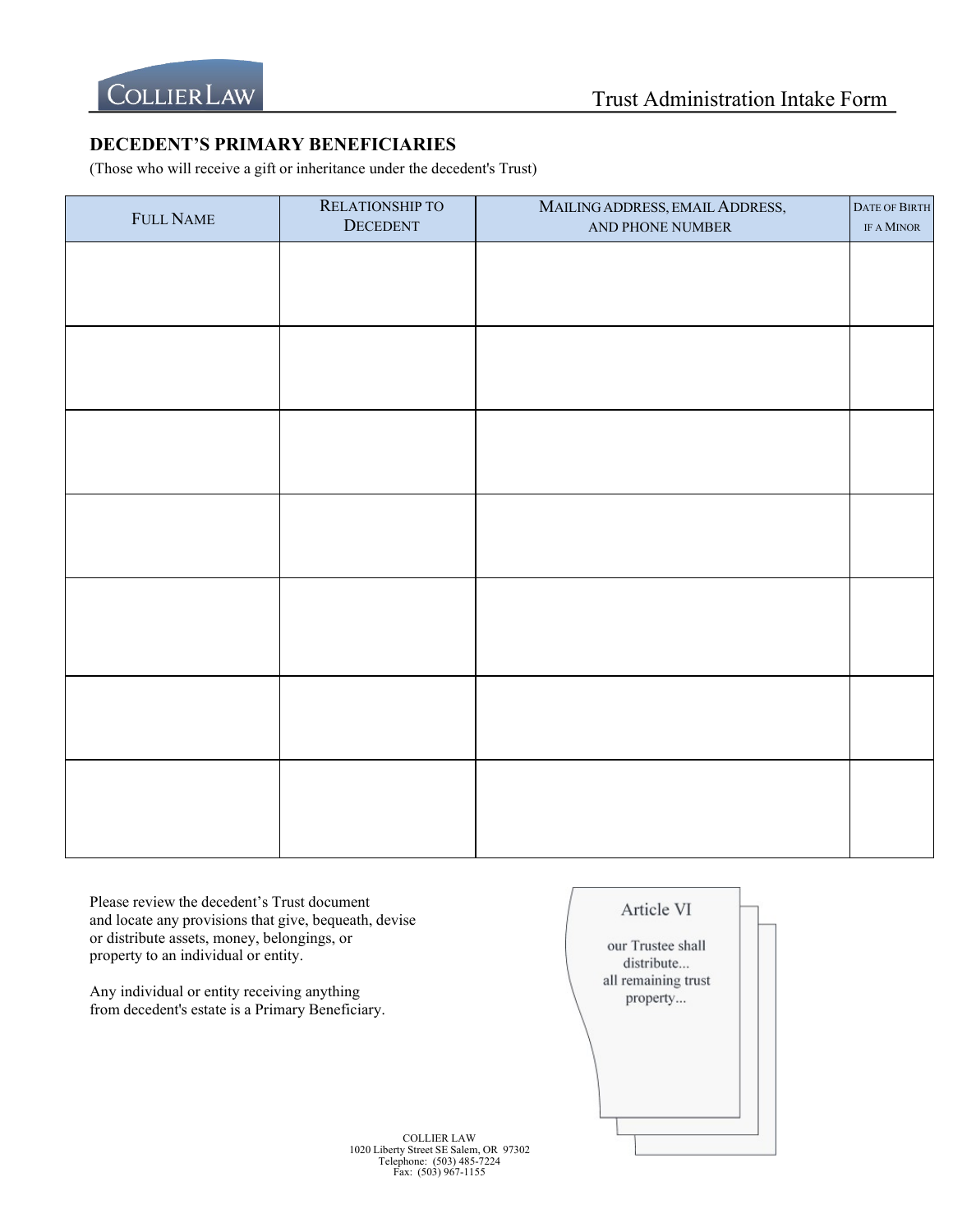Trust Administration Intake Form

## DECEDENT'S PRIMARY BENEFICIARIES

(Those who will receive a gift or inheritance under the decedent's Trust)

| FULL NAME | RELATIONSHIP TO DECEDENT | MAILING ADDRESS, EMAIL ADDRESS, AND PHONE NUMBER | DATE OF BIRTH IF A MINOR |
|---|---|---|---|
| | | | |
| | | | |
| | | | |
| | | | |
| | | | |
| | | | |
| | | | |

Please review the decedent's Trust document and locate any provisions that give, bequeath, devise or distribute assets, money, belongings, or property to an individual or entity.

Any individual or entity receiving anything from decedent's estate is a Primary Beneficiary.

Article VI

our Trustee shall distribute... all remaining trust property...

COLLIER LAW
1020 Liberty Street SE Salem, OR 97302
Telephone: (503) 485-7224
Fax: (503) 967-1155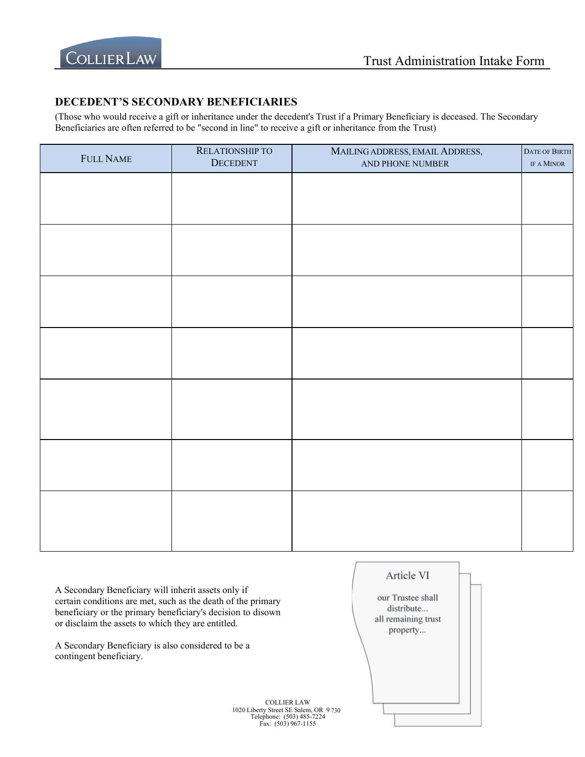## DECEDENT'S SECONDARY BENEFICIARIES

(Those who would receive a gift or inheritance under the decedent's Trust if a Primary Beneficiary is deceased. The Secondary Beneficiaries are often referred to be "second in line" to receive a gift or inheritance from the Trust)

| FULL NAME | RELATIONSHIP TO DECEDENT | MAILING ADDRESS, EMAIL ADDRESS, AND PHONE NUMBER | DATE OF BIRTH IF A MINOR |
|---|---|---|---|
| | | | |
| | | | |
| | | | |
| | | | |
| | | | |
| | | | |
| | | | |

A Secondary Beneficiary will inherit assets only if certain conditions are met, such as the death of the primary beneficiary or the primary beneficiary's decision to disown or disclaim the assets to which they are entitled.

A Secondary Beneficiary is also considered to be a contingent beneficiary.

Article VI

our Trustee shall distribute... all remaining trust property...

COLLIER LAW
1020 Liberty Street SE Salem, OR 9 730
Telephone: (503) 485-7224
Fax: (503) 967-1155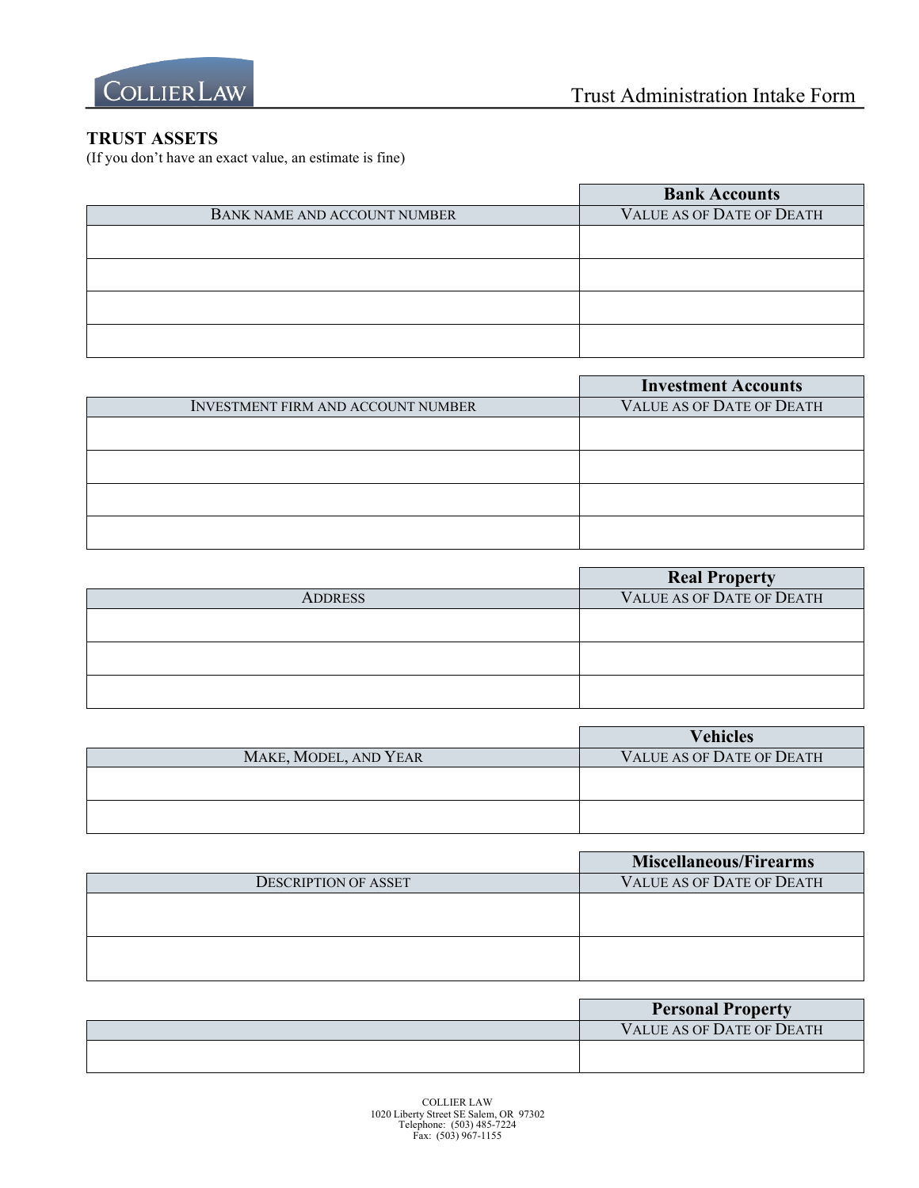## TRUST ASSETS

(If you don't have an exact value, an estimate is fine)

| | Bank Accounts |
|---|---|
| BANK NAME AND ACCOUNT NUMBER | VALUE AS OF DATE OF DEATH |
| | |
| | |
| | |
| | |

| | Investment Accounts |
|---|---|
| INVESTMENT FIRM AND ACCOUNT NUMBER | VALUE AS OF DATE OF DEATH |
| | |
| | |
| | |
| | |

| | Real Property |
|---|---|
| ADDRESS | VALUE AS OF DATE OF DEATH |
| | |
| | |
| | |

| | Vehicles |
|---|---|
| MAKE, MODEL, AND YEAR | VALUE AS OF DATE OF DEATH |
| | |
| | |

| | Miscellaneous/Firearms |
|---|---|
| DESCRIPTION OF ASSET | VALUE AS OF DATE OF DEATH |
| | |
| | |

| | Personal Property |
|---|---|
| | VALUE AS OF DATE OF DEATH |
| | |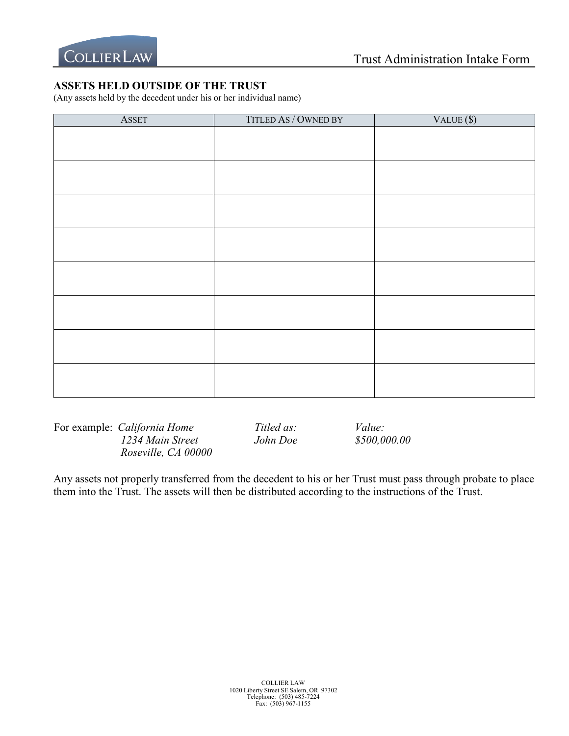## ASSETS HELD OUTSIDE OF THE TRUST

(Any assets held by the decedent under his or her individual name)

| ASSET | TITLED AS / OWNED BY | VALUE ($) |
| --- | --- | --- |
| | | |
| | | |
| | | |
| | | |
| | | |
| | | |
| | | |
| | | |

For example: *California Home*
*1234 Main Street*
*Roseville, CA 00000*

*Titled as:*
*John Doe*

*Value:*
*$500,000.00*

Any assets not properly transferred from the decedent to his or her Trust must pass through probate to place them into the Trust. The assets will then be distributed according to the instructions of the Trust.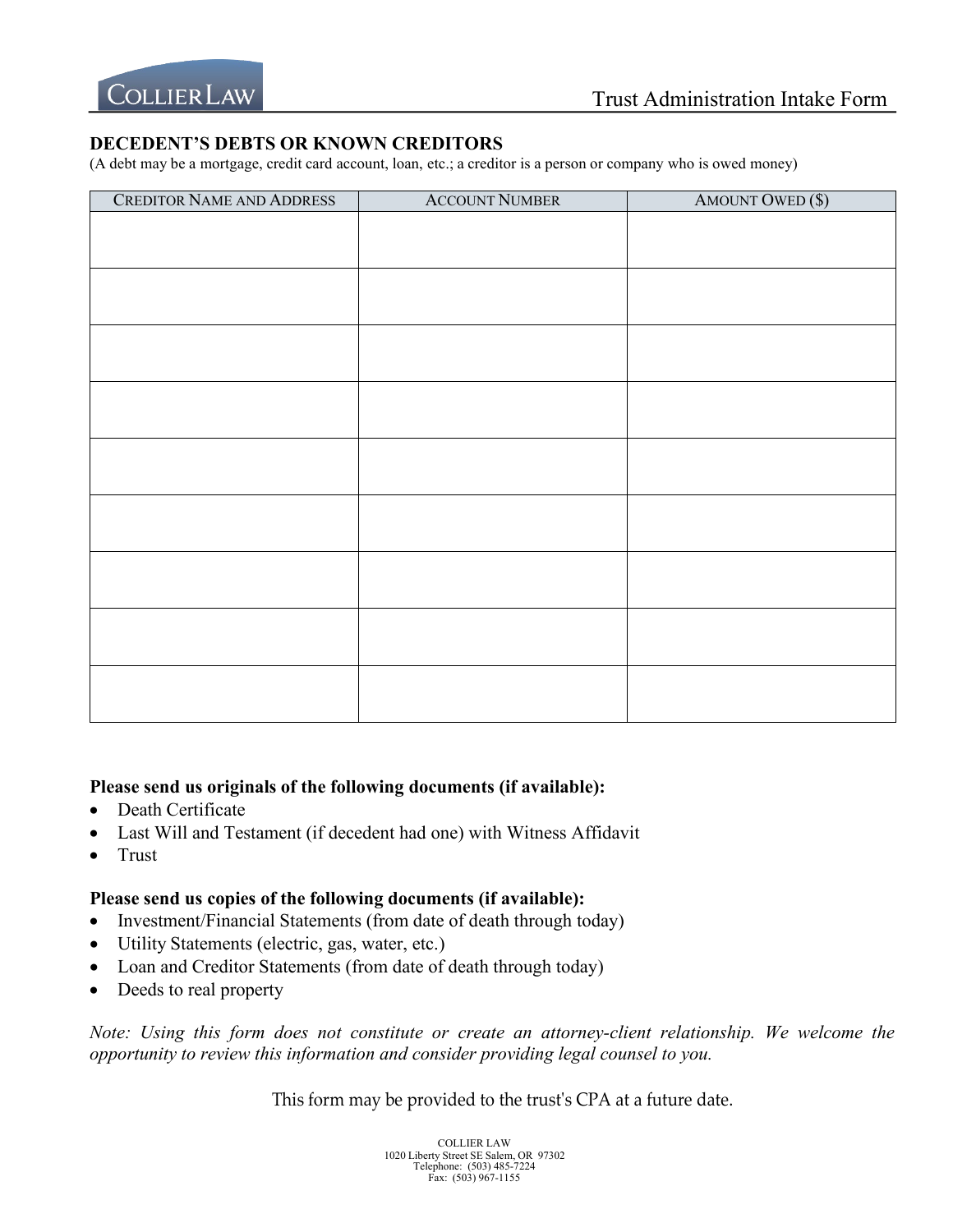## DECEDENT'S DEBTS OR KNOWN CREDITORS

(A debt may be a mortgage, credit card account, loan, etc.; a creditor is a person or company who is owed money)

| Creditor Name and Address | Account Number | Amount Owed ($) |
|---|---|---|
| | | |
| | | |
| | | |
| | | |
| | | |
| | | |
| | | |
| | | |
| | | |

**Please send us originals of the following documents (if available):**

- Death Certificate
- Last Will and Testament (if decedent had one) with Witness Affidavit
- Trust

**Please send us copies of the following documents (if available):**

- Investment/Financial Statements (from date of death through today)
- Utility Statements (electric, gas, water, etc.)
- Loan and Creditor Statements (from date of death through today)
- Deeds to real property

*Note: Using this form does not constitute or create an attorney-client relationship. We welcome the opportunity to review this information and consider providing legal counsel to you.*

This form may be provided to the trust's CPA at a future date.

COLLIER LAW
1020 Liberty Street SE Salem, OR 97302
Telephone: (503) 485-7224
Fax: (503) 967-1155